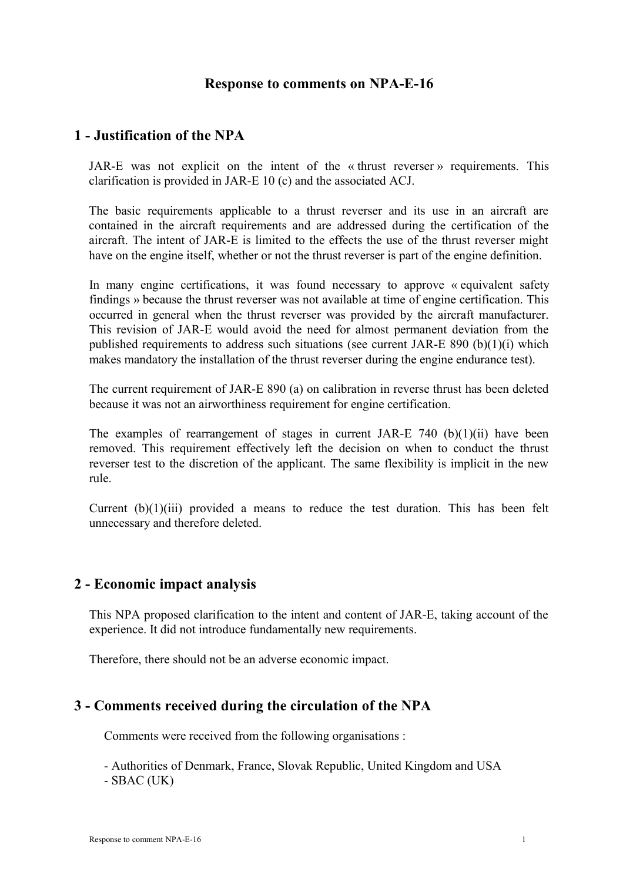# Response to comments on NPA-E-16

## 1 - Justification of the NPA

JAR-E was not explicit on the intent of the « thrust reverser » requirements. This clarification is provided in JAR-E 10 (c) and the associated ACJ.

The basic requirements applicable to a thrust reverser and its use in an aircraft are contained in the aircraft requirements and are addressed during the certification of the aircraft. The intent of JAR-E is limited to the effects the use of the thrust reverser might have on the engine itself, whether or not the thrust reverser is part of the engine definition.

In many engine certifications, it was found necessary to approve « equivalent safety findings » because the thrust reverser was not available at time of engine certification. This occurred in general when the thrust reverser was provided by the aircraft manufacturer. This revision of JAR-E would avoid the need for almost permanent deviation from the published requirements to address such situations (see current JAR-E 890 (b)(1)(i) which makes mandatory the installation of the thrust reverser during the engine endurance test).

The current requirement of JAR-E 890 (a) on calibration in reverse thrust has been deleted because it was not an airworthiness requirement for engine certification.

The examples of rearrangement of stages in current JAR-E 740 (b)(1)(ii) have been removed. This requirement effectively left the decision on when to conduct the thrust reverser test to the discretion of the applicant. The same flexibility is implicit in the new rule.

Current (b)(1)(iii) provided a means to reduce the test duration. This has been felt unnecessary and therefore deleted.

## 2 - Economic impact analysis

This NPA proposed clarification to the intent and content of JAR-E, taking account of the experience. It did not introduce fundamentally new requirements.

Therefore, there should not be an adverse economic impact.

## 3 - Comments received during the circulation of the NPA

Comments were received from the following organisations :

- Authorities of Denmark, France, Slovak Republic, United Kingdom and USA
- SBAC (UK)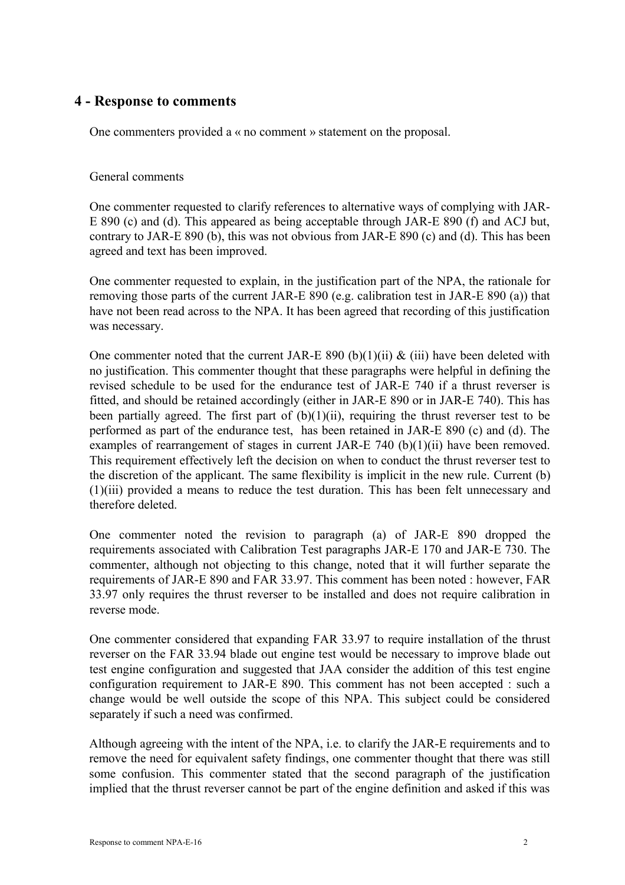## 4 - Response to comments

One commenters provided a « no comment » statement on the proposal.

General comments

One commenter requested to clarify references to alternative ways of complying with JAR-E 890 (c) and (d). This appeared as being acceptable through JAR-E 890 (f) and ACJ but, contrary to JAR-E 890 (b), this was not obvious from JAR-E 890 (c) and (d). This has been agreed and text has been improved.

One commenter requested to explain, in the justification part of the NPA, the rationale for removing those parts of the current JAR-E 890 (e.g. calibration test in JAR-E 890 (a)) that have not been read across to the NPA. It has been agreed that recording of this justification was necessary.

One commenter noted that the current JAR-E 890 (b)(1)(ii) & (iii) have been deleted with no justification. This commenter thought that these paragraphs were helpful in defining the revised schedule to be used for the endurance test of JAR-E 740 if a thrust reverser is fitted, and should be retained accordingly (either in JAR-E 890 or in JAR-E 740). This has been partially agreed. The first part of (b)(1)(ii), requiring the thrust reverser test to be performed as part of the endurance test, has been retained in JAR-E 890 (c) and (d). The examples of rearrangement of stages in current JAR-E 740 (b)(1)(ii) have been removed. This requirement effectively left the decision on when to conduct the thrust reverser test to the discretion of the applicant. The same flexibility is implicit in the new rule. Current (b)(1)(iii) provided a means to reduce the test duration. This has been felt unnecessary and therefore deleted.

One commenter noted the revision to paragraph (a) of JAR-E 890 dropped the requirements associated with Calibration Test paragraphs JAR-E 170 and JAR-E 730. The commenter, although not objecting to this change, noted that it will further separate the requirements of JAR-E 890 and FAR 33.97. This comment has been noted : however, FAR 33.97 only requires the thrust reverser to be installed and does not require calibration in reverse mode.

One commenter considered that expanding FAR 33.97 to require installation of the thrust reverser on the FAR 33.94 blade out engine test would be necessary to improve blade out test engine configuration and suggested that JAA consider the addition of this test engine configuration requirement to JAR-E 890. This comment has not been accepted : such a change would be well outside the scope of this NPA. This subject could be considered separately if such a need was confirmed.

Although agreeing with the intent of the NPA, i.e. to clarify the JAR-E requirements and to remove the need for equivalent safety findings, one commenter thought that there was still some confusion. This commenter stated that the second paragraph of the justification implied that the thrust reverser cannot be part of the engine definition and asked if this was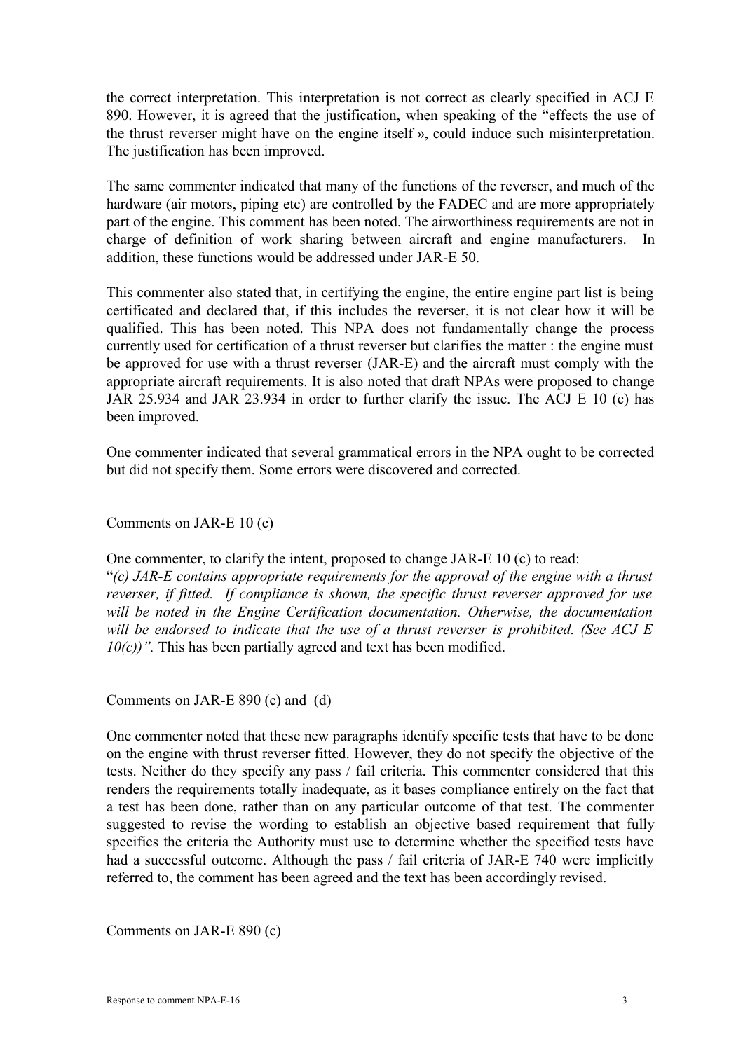the correct interpretation. This interpretation is not correct as clearly specified in ACJ E 890. However, it is agreed that the justification, when speaking of the "effects the use of the thrust reverser might have on the engine itself », could induce such misinterpretation. The justification has been improved.

The same commenter indicated that many of the functions of the reverser, and much of the hardware (air motors, piping etc) are controlled by the FADEC and are more appropriately part of the engine. This comment has been noted. The airworthiness requirements are not in charge of definition of work sharing between aircraft and engine manufacturers. In addition, these functions would be addressed under JAR-E 50.

This commenter also stated that, in certifying the engine, the entire engine part list is being certificated and declared that, if this includes the reverser, it is not clear how it will be qualified. This has been noted. This NPA does not fundamentally change the process currently used for certification of a thrust reverser but clarifies the matter : the engine must be approved for use with a thrust reverser (JAR-E) and the aircraft must comply with the appropriate aircraft requirements. It is also noted that draft NPAs were proposed to change JAR 25.934 and JAR 23.934 in order to further clarify the issue. The ACJ E 10 (c) has been improved.

One commenter indicated that several grammatical errors in the NPA ought to be corrected but did not specify them. Some errors were discovered and corrected.

Comments on JAR-E 10 (c)

One commenter, to clarify the intent, proposed to change JAR-E 10 (c) to read:
"*(c) JAR-E contains appropriate requirements for the approval of the engine with a thrust reverser, if fitted. If compliance is shown, the specific thrust reverser approved for use will be noted in the Engine Certification documentation. Otherwise, the documentation will be endorsed to indicate that the use of a thrust reverser is prohibited. (See ACJ E 10(c))".* This has been partially agreed and text has been modified.

Comments on JAR-E 890 (c) and (d)

One commenter noted that these new paragraphs identify specific tests that have to be done on the engine with thrust reverser fitted. However, they do not specify the objective of the tests. Neither do they specify any pass / fail criteria. This commenter considered that this renders the requirements totally inadequate, as it bases compliance entirely on the fact that a test has been done, rather than on any particular outcome of that test. The commenter suggested to revise the wording to establish an objective based requirement that fully specifies the criteria the Authority must use to determine whether the specified tests have had a successful outcome. Although the pass / fail criteria of JAR-E 740 were implicitly referred to, the comment has been agreed and the text has been accordingly revised.

Comments on JAR-E 890 (c)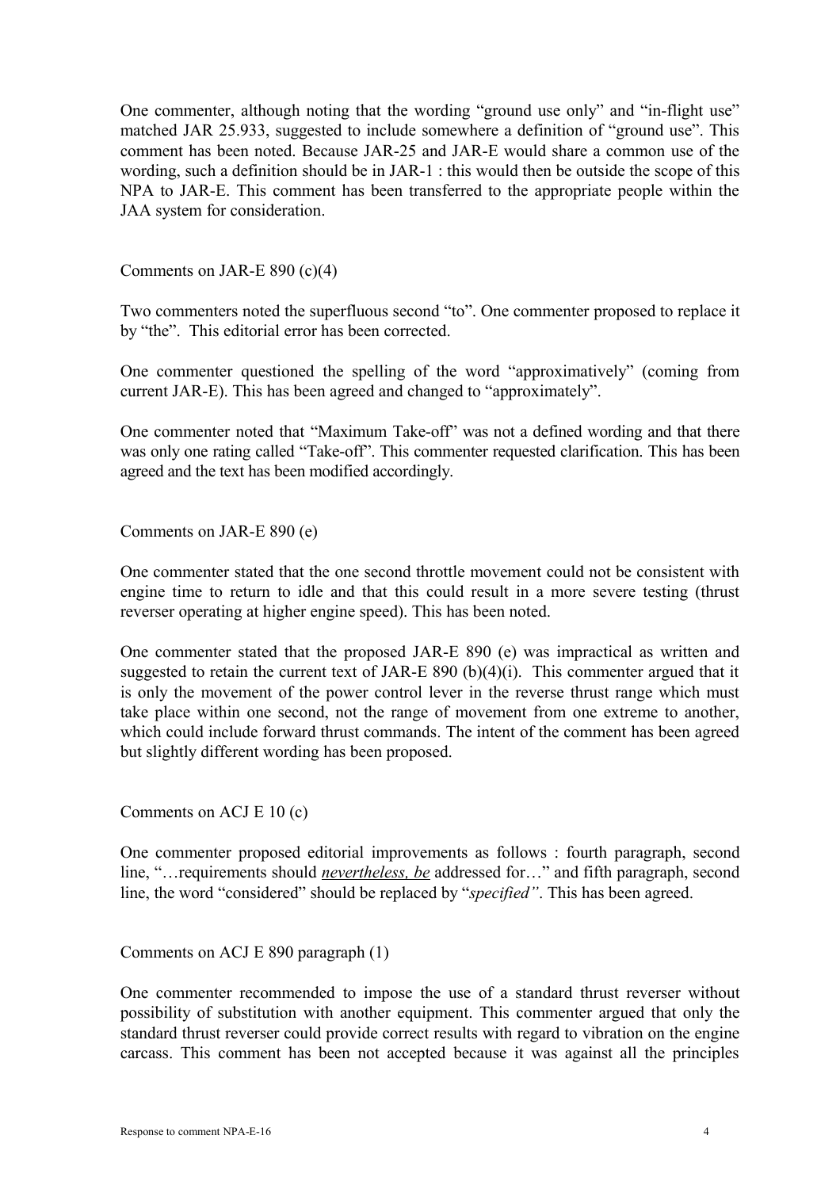One commenter, although noting that the wording "ground use only" and "in-flight use" matched JAR 25.933, suggested to include somewhere a definition of "ground use". This comment has been noted. Because JAR-25 and JAR-E would share a common use of the wording, such a definition should be in JAR-1 : this would then be outside the scope of this NPA to JAR-E. This comment has been transferred to the appropriate people within the JAA system for consideration.

Comments on JAR-E 890 (c)(4)

Two commenters noted the superfluous second "to". One commenter proposed to replace it by "the". This editorial error has been corrected.

One commenter questioned the spelling of the word "approximatively" (coming from current JAR-E). This has been agreed and changed to "approximately".

One commenter noted that "Maximum Take-off" was not a defined wording and that there was only one rating called "Take-off". This commenter requested clarification. This has been agreed and the text has been modified accordingly.

Comments on JAR-E 890 (e)

One commenter stated that the one second throttle movement could not be consistent with engine time to return to idle and that this could result in a more severe testing (thrust reverser operating at higher engine speed). This has been noted.

One commenter stated that the proposed JAR-E 890 (e) was impractical as written and suggested to retain the current text of JAR-E 890 (b)(4)(i). This commenter argued that it is only the movement of the power control lever in the reverse thrust range which must take place within one second, not the range of movement from one extreme to another, which could include forward thrust commands. The intent of the comment has been agreed but slightly different wording has been proposed.

Comments on ACJ E 10 (c)

One commenter proposed editorial improvements as follows : fourth paragraph, second line, "…requirements should *nevertheless, be* addressed for…" and fifth paragraph, second line, the word "considered" should be replaced by "*specified"*. This has been agreed.

Comments on ACJ E 890 paragraph (1)

One commenter recommended to impose the use of a standard thrust reverser without possibility of substitution with another equipment. This commenter argued that only the standard thrust reverser could provide correct results with regard to vibration on the engine carcass. This comment has been not accepted because it was against all the principles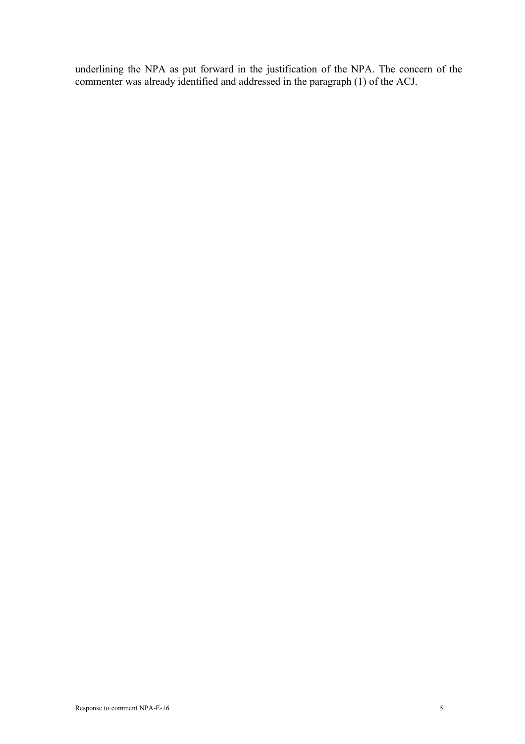underlining the NPA as put forward in the justification of the NPA. The concern of the commenter was already identified and addressed in the paragraph (1) of the ACJ.